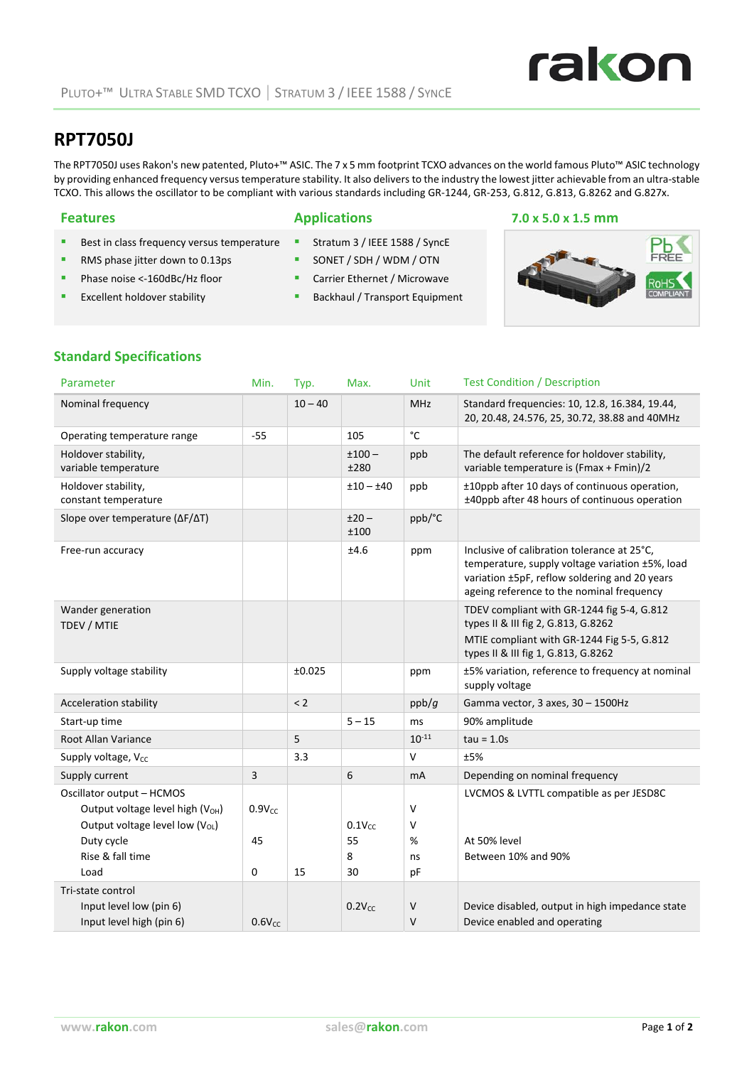PLUTO+™ ULTRA STABLE SMD TCXO | STRATUM 3 / IEEE 1588 / SYNCE

# RPT7050J

The RPT7050J uses Rakon's new patented, Pluto+™ ASIC. The 7 x 5 mm footprint TCXO advances on the world famous Pluto™ ASIC technology by providing enhanced frequency versus temperature stability. It also delivers to the industry the lowest jitter achievable from an ultra-stable TCXO. This allows the oscillator to be compliant with various standards including GR-1244, GR-253, G.812, G.813, G.8262 and G.827x.

## Features

- Best in class frequency versus temperature
- RMS phase jitter down to 0.13ps
- Phase noise <-160dBc/Hz floor
- Excellent holdover stability

## Applications

- Stratum 3 / IEEE 1588 / SyncE
- SONET / SDH / WDM / OTN
- Carrier Ethernet / Microwave
- Backhaul / Transport Equipment

## 7.0 x 5.0 x 1.5 mm

Pb FREE
RoHS COMPLIANT

## Standard Specifications

| Parameter | Min. | Typ. | Max. | Unit | Test Condition / Description |
|---|---|---|---|---|---|
| Nominal frequency | | 10 – 40 | | MHz | Standard frequencies: 10, 12.8, 16.384, 19.44, 20, 20.48, 24.576, 25, 30.72, 38.88 and 40MHz |
| Operating temperature range | -55 | | 105 | °C | |
| Holdover stability, variable temperature | | | ±100 – ±280 | ppb | The default reference for holdover stability, variable temperature is (Fmax + Fmin)/2 |
| Holdover stability, constant temperature | | | ±10 – ±40 | ppb | ±10ppb after 10 days of continuous operation, ±40ppb after 48 hours of continuous operation |
| Slope over temperature (ΔF/ΔT) | | | ±20 – ±100 | ppb/°C | |
| Free-run accuracy | | | ±4.6 | ppm | Inclusive of calibration tolerance at 25°C, temperature, supply voltage variation ±5%, load variation ±5pF, reflow soldering and 20 years ageing reference to the nominal frequency |
| Wander generation<br>TDEV / MTIE | | | | | TDEV compliant with GR-1244 fig 5-4, G.812 types II & III fig 2, G.813, G.8262<br>MTIE compliant with GR-1244 Fig 5-5, G.812 types II & III fig 1, G.813, G.8262 |
| Supply voltage stability | | ±0.025 | | ppm | ±5% variation, reference to frequency at nominal supply voltage |
| Acceleration stability | | < 2 | | ppb/g | Gamma vector, 3 axes, 30 – 1500Hz |
| Start-up time | | | 5 – 15 | ms | 90% amplitude |
| Root Allan Variance | | 5 | | $10^{-11}$ | tau = 1.0s |
| Supply voltage, $V_{CC}$ | | 3.3 | | V | ±5% |
| Supply current | 3 | | 6 | mA | Depending on nominal frequency |
| Oscillator output – HCMOS | | | | | LVCMOS & LVTTL compatible as per JESD8C |
| Output voltage level high ($V_{OH}$) | $0.9V_{CC}$ | | | V | |
| Output voltage level low ($V_{OL}$) | | | $0.1V_{CC}$ | V | |
| Duty cycle | 45 | | 55 | % | At 50% level |
| Rise & fall time | | | 8 | ns | Between 10% and 90% |
| Load | 0 | 15 | 30 | pF | |
| Tri-state control | | | | | |
| Input level low (pin 6) | | | $0.2V_{CC}$ | V | Device disabled, output in high impedance state |
| Input level high (pin 6) | $0.6V_{CC}$ | | | V | Device enabled and operating |

www.rakon.com sales@rakon.com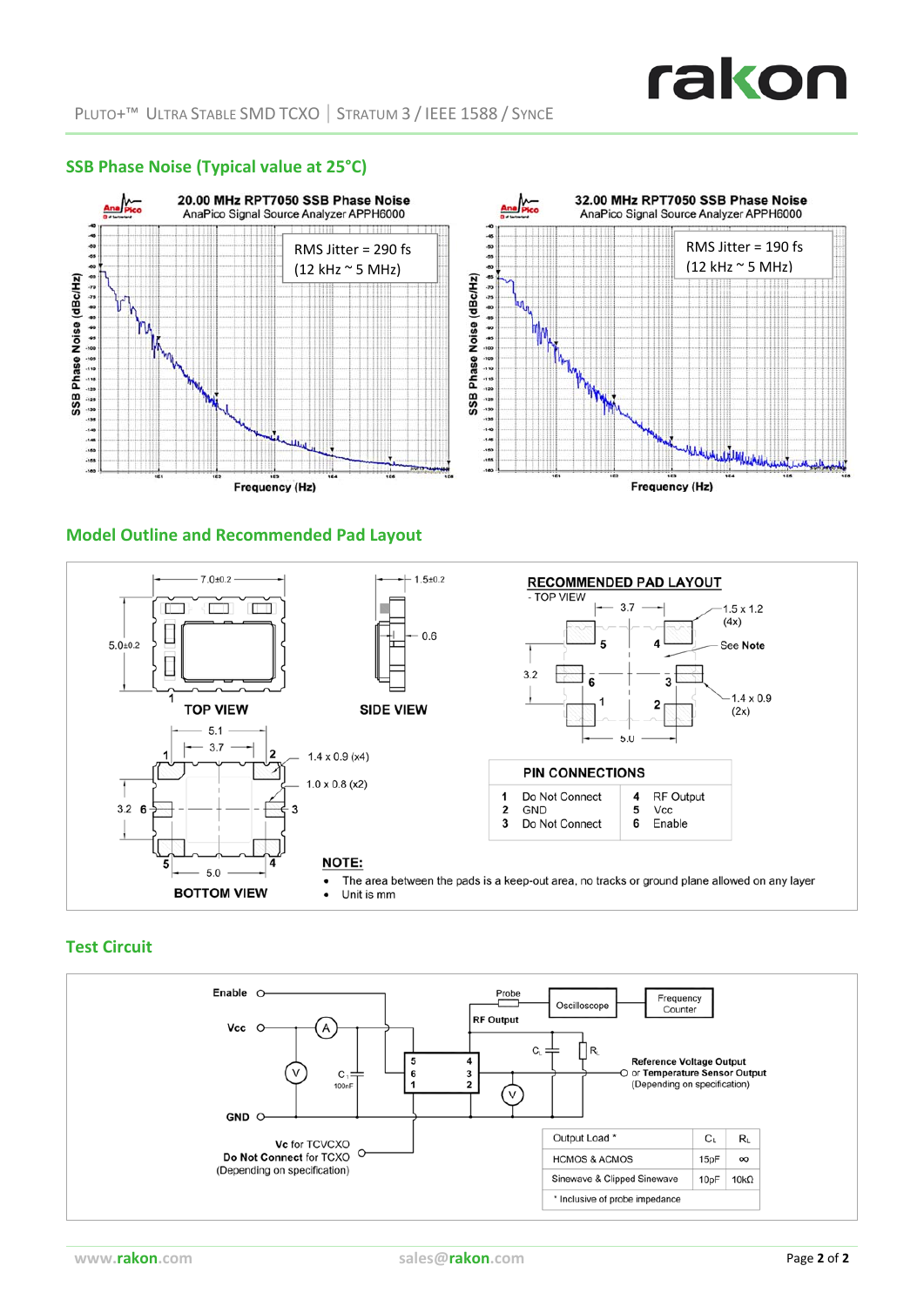## SSB Phase Noise (Typical value at 25°C)

20.00 MHz RPT7050 SSB Phase Noise

AnaPico Signal Source Analyzer APPH6000

RMS Jitter = 290 fs

(12 kHz ~ 5 MHz)

SSB Phase Noise (dBc/Hz)

Frequency (Hz)

32.00 MHz RPT7050 SSB Phase Noise

AnaPico Signal Source Analyzer APPH6000

RMS Jitter = 190 fs

(12 kHz ~ 5 MHz)

SSB Phase Noise (dBc/Hz)

Frequency (Hz)

## Model Outline and Recommended Pad Layout

7.0±0.2

5.0±0.2

1

TOP VIEW

1.5±0.2

0.6

SIDE VIEW

5.1

3.7

1.4 x 0.9 (x4)

1.0 x 0.8 (x2)

3.2

5.0

BOTTOM VIEW

**RECOMMENDED PAD LAYOUT**

- TOP VIEW

3.7

1.5 x 1.2 (4x)

See **Note**

3.2

1.4 x 0.9 (2x)

5.0

**PIN CONNECTIONS**

| | | | |
|---|---|---|---|
| 1 | Do Not Connect | 4 | RF Output |
| 2 | GND | 5 | Vcc |
| 3 | Do Not Connect | 6 | Enable |

**NOTE:**

- The area between the pads is a keep-out area, no tracks or ground plane allowed on any layer
- Unit is mm

## Test Circuit

Enable

Vcc

GND

A

V

$C_1$ 100nF

Probe

RF Output

Oscilloscope

Frequency Counter

$C_L$

$R_L$

**Reference Voltage Output** or **Temperature Sensor Output** (Depending on specification)

**Vc** for TCVCXO

**Do Not Connect** for TCXO

(Depending on specification)

| Output Load * | $C_L$ | $R_L$ |
|---|---|---|
| HCMOS & ACMOS | 15pF | ∞ |
| Sinewave & Clipped Sinewave | 10pF | 10kΩ |

\* Inclusive of probe impedance

www.rakon.com sales@rakon.com